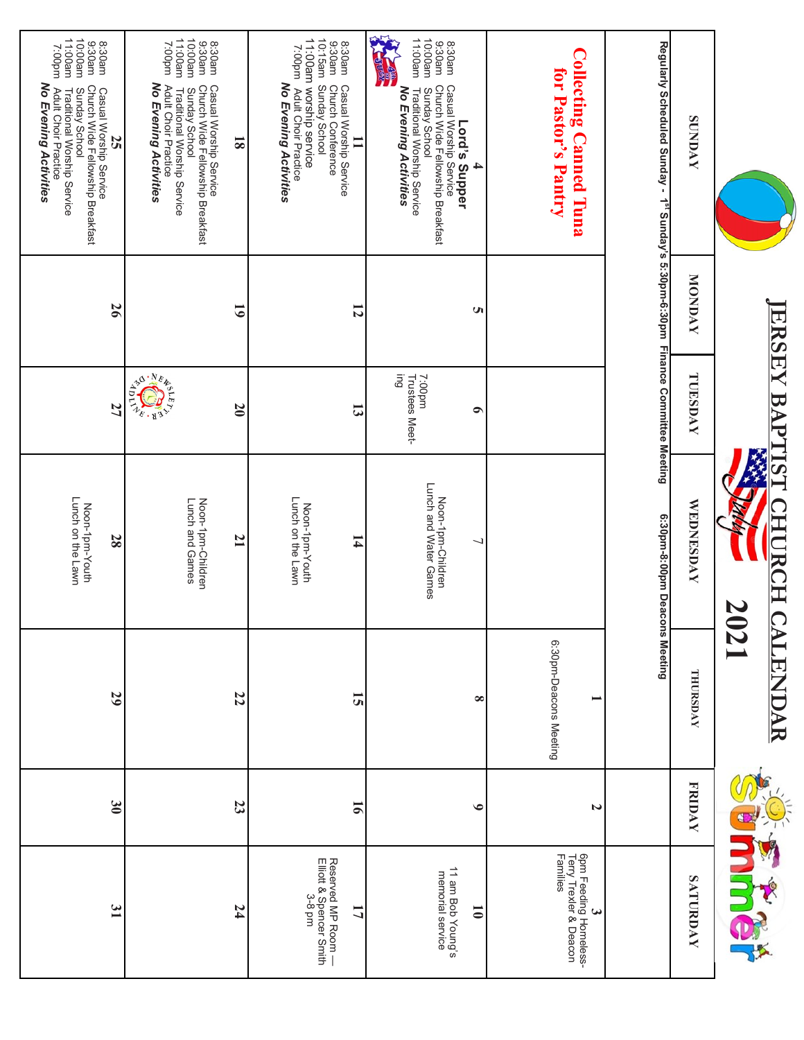# JERSEY BAPTIST CHURCH CALENDAR

## July 2021

Summer

| SUNDAY | MONDAY | TUESDAY | WEDNESDAY | THURSDAY | FRIDAY | SATURDAY |
|---|---|---|---|---|---|---|
| Regularly Scheduled Sunday - 1st Sunday's 5:30pm-6:30pm Finance Committee Meeting 6:30pm-8:00pm Deacons Meeting | | | | | | |
| **Collecting Canned Tuna for Pastor's Pantry** | | | | **1** 6:30pm-Deacons Meeting | **2** | **3** 6pm Feeding Homeless-Terry Trexler & Deacon Families |
| **4** **Lord's Supper** 8:30am Casual Worship Service 9:30am Church Wide Fellowship Breakfast 10:00am Sunday School 11:00am Traditional Worship Service ***No Evening Activities*** | **5** | **6** 7:00pm Trustees Meeting | **7** Noon-1pm-Children Lunch and Water Games | **8** | **9** | **10** 11 am Bob Young's memorial service |
| **11** 8:30am Casual Worship Service 9:30am Church Conference 10:15am Sunday School 11:00am worship service 7:00pm Adult Choir Practice ***No Evening Activities*** | **12** | **13** | **14** Noon-1pm-Youth Lunch on the Lawn | **15** | **16** | **17** Reserved MP Room— Elliott & Spencer Smith 3-8 pm |
| **18** 8:30am Casual Worship Service 9:30am Church Wide Fellowship Breakfast 10:00am Sunday School 11:00am Traditional Worship Service 7:00pm Adult Choir Practice ***No Evening Activities*** | **19** | **20** | **21** Noon-1pm-Children Lunch and Games | **22** | **23** | **24** |
| **25** 8:30am Casual Worship Service 9:30am Church Wide Fellowship Breakfast 10:00am Sunday School 11:00am Traditional Worship Service 7:00pm Adult Choir Practice ***No Evening Activities*** | **26** | **27** NEWSLETTER DEADLINE | **28** Noon-1pm-Youth Lunch on the Lawn | **29** | **30** | **31** |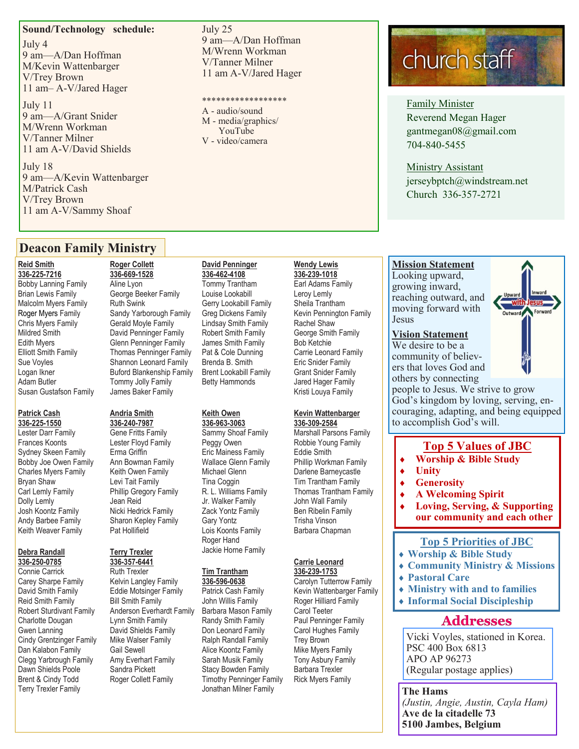## Sound/Technology schedule:

**July 4**
9 am—A/Dan Hoffman
M/Kevin Wattenbarger
V/Trey Brown
11 am– A-V/Jared Hager

**July 11**
9 am—A/Grant Snider
M/Wrenn Workman
V/Tanner Milner
11 am A-V/David Shields

**July 18**
9 am—A/Kevin Wattenbarger
M/Patrick Cash
V/Trey Brown
11 am A-V/Sammy Shoaf

**July 25**
9 am—A/Dan Hoffman
M/Wrenn Workman
V/Tanner Milner
11 am A-V/Jared Hager

*****************

A - audio/sound
M - media/graphics/ YouTube
V - video/camera

## church staff

Family Minister
Reverend Megan Hager
gantmegan08@gmail.com
704-840-5455

Ministry Assistant
jerseybptch@windstream.net
Church 336-357-2721

## Deacon Family Ministry

**Reid Smith**
**336-225-7216**
Bobby Lanning Family
Brian Lewis Family
Malcolm Myers Family
Roger Myers Family
Chris Myers Family
Mildred Smith
Edith Myers
Elliott Smith Family
Sue Voyles
Logan Ikner
Adam Butler
Susan Gustafson Family

**Patrick Cash**
**336-225-1550**
Lester Darr Family
Frances Koonts
Sydney Skeen Family
Bobby Joe Owen Family
Charles Myers Family
Bryan Shaw
Carl Lemly Family
Dolly Lemly
Josh Koontz Family
Andy Barbee Family
Keith Weaver Family

**Debra Randall**
**336-250-0785**
Connie Carrick
Carey Sharpe Family
David Smith Family
Reid Smith Family
Robert Sturdivant Family
Charlotte Dougan
Gwen Lanning
Cindy Grentzinger Family
Dan Kalabon Family
Clegg Yarbrough Family
Dawn Shields Poole
Brent & Cindy Todd
Terry Trexler Family

**Roger Collett**
**336-669-1528**
Aline Lyon
George Beeker Family
Ruth Swink
Sandy Yarborough Family
Gerald Moyle Family
David Penninger Family
Glenn Penninger Family
Thomas Penninger Family
Shannon Leonard Family
Buford Blankenship Family
Tommy Jolly Family
James Baker Family

**Andria Smith**
**336-240-7987**
Gene Fritts Family
Lester Floyd Family
Erma Griffin
Ann Bowman Family
Keith Owen Family
Levi Tait Family
Phillip Gregory Family
Jean Reid
Nicki Hedrick Family
Sharon Kepley Family
Pat Hollifield

**Terry Trexler**
**336-357-6441**
Ruth Trexler
Kelvin Langley Family
Eddie Motsinger Family
Bill Smith Family
Anderson Everhardt Family
Lynn Smith Family
David Shields Family
Mike Walser Family
Gail Sewell
Amy Everhart Family
Sandra Pickett
Roger Collett Family

**David Penninger**
**336-462-4108**
Tommy Trantham
Louise Lookabill
Gerry Lookabill Family
Greg Dickens Family
Lindsay Smith Family
Robert Smith Family
James Smith Family
Pat & Cole Dunning
Brenda B. Smith
Brent Lookabill Family
Betty Hammonds

**Keith Owen**
**336-963-3063**
Sammy Shoaf Family
Peggy Owen
Eric Mainess Family
Wallace Glenn Family
Michael Glenn
Tina Coggin
R. L. Williams Family
Jr. Walker Family
Zack Yontz Family
Gary Yontz
Lois Koonts Family
Roger Hand
Jackie Horne Family

**Tim Trantham**
**336-596-0638**
Patrick Cash Family
John Willis Family
Barbara Mason Family
Randy Smith Family
Don Leonard Family
Ralph Randall Family
Alice Koontz Family
Sarah Musik Family
Stacy Bowden Family
Timothy Penninger Family
Jonathan Milner Family

**Wendy Lewis**
**336-239-1018**
Earl Adams Family
Leroy Lemly
Sheila Trantham
Kevin Pennington Family
Rachel Shaw
George Smith Family
Bob Ketchie
Carrie Leonard Family
Eric Snider Family
Grant Snider Family
Jared Hager Family
Kristi Louya Family

**Kevin Wattenbarger**
**336-309-2584**
Marshall Parsons Family
Robbie Young Family
Eddie Smith
Phillip Workman Family
Darlene Barneycastle
Tim Trantham Family
Thomas Trantham Family
John Wall Family
Ben Ribelin Family
Trisha Vinson
Barbara Chapman

**Carrie Leonard**
**336-239-1753**
Carolyn Tutterrow Family
Kevin Wattenbarger Family
Roger Hilliard Family
Carol Teeter
Paul Penninger Family
Carol Hughes Family
Trey Brown
Mike Myers Family
Tony Asbury Family
Barbara Trexler
Rick Myers Family

**Mission Statement**
Looking upward, growing inward, reaching outward, and moving forward with Jesus

**Vision Statement**
We desire to be a community of believers that loves God and others by connecting people to Jesus. We strive to grow God's kingdom by loving, serving, encouraging, adapting, and being equipped to accomplish God's will.

## Top 5 Values of JBC

- Worship & Bible Study
- Unity
- Generosity
- A Welcoming Spirit
- Loving, Serving, & Supporting our community and each other

## Top 5 Priorities of JBC

- Worship & Bible Study
- Community Ministry & Missions
- Pastoral Care
- Ministry with and to families
- Informal Social Discipleship

## Addresses

Vicki Voyles, stationed in Korea.
PSC 400 Box 6813
APO AP 96273
(Regular postage applies)

**The Hams**
*(Justin, Angie, Austin, Cayla Ham)*
**Ave de la citadelle 73**
**5100 Jambes, Belgium**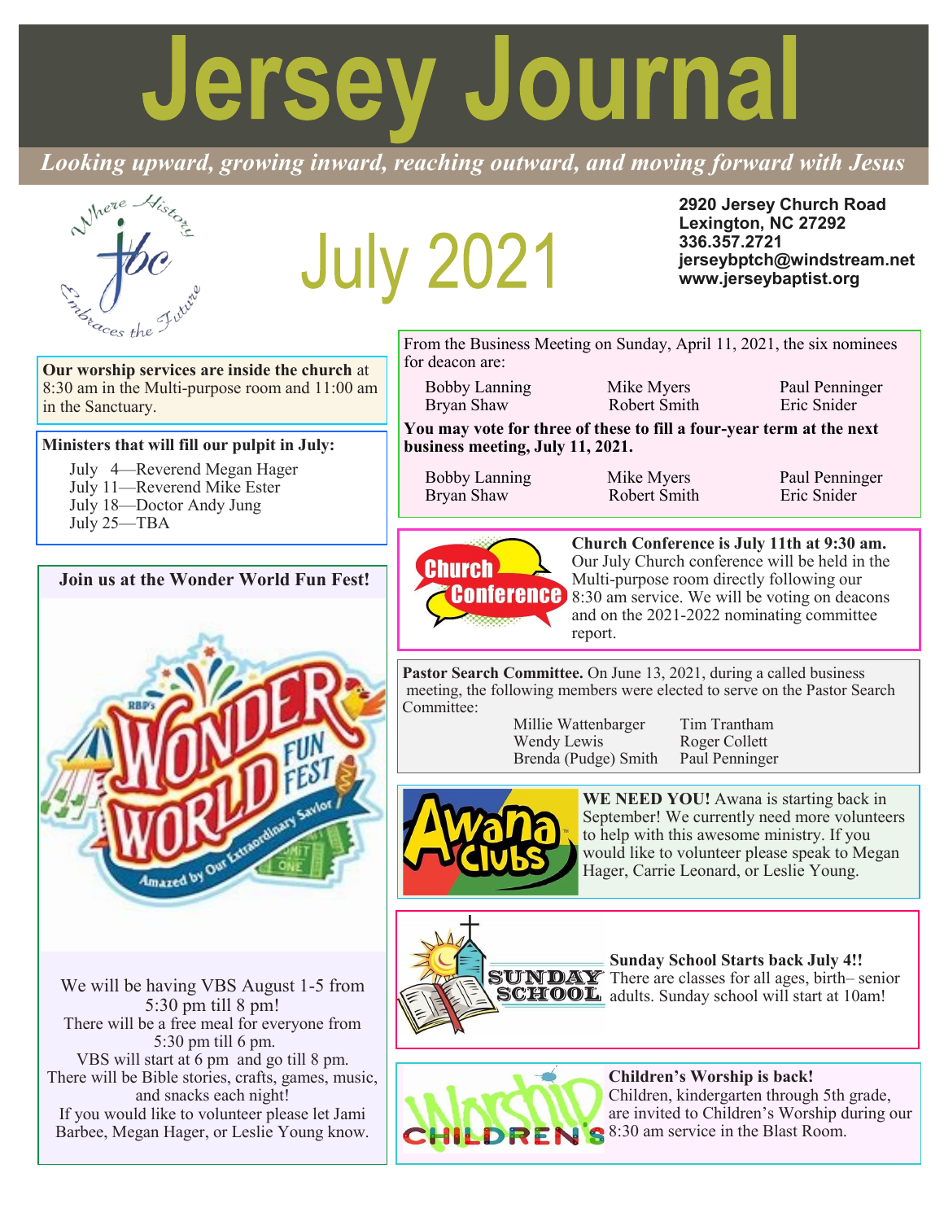# Jersey Journal

*Looking upward, growing inward, reaching outward, and moving forward with Jesus*

## July 2021

**2920 Jersey Church Road**
**Lexington, NC 27292**
**336.357.2721**
**jerseybptch@windstream.net**
**www.jerseybaptist.org**

**Our worship services are inside the church** at 8:30 am in the Multi-purpose room and 11:00 am in the Sanctuary.

**Ministers that will fill our pulpit in July:**

- July 4—Reverend Megan Hager
- July 11—Reverend Mike Ester
- July 18—Doctor Andy Jung
- July 25—TBA

**Join us at the Wonder World Fun Fest!**

We will be having VBS August 1-5 from 5:30 pm till 8 pm!
There will be a free meal for everyone from 5:30 pm till 6 pm.
VBS will start at 6 pm and go till 8 pm.
There will be Bible stories, crafts, games, music, and snacks each night!
If you would like to volunteer please let Jami Barbee, Megan Hager, or Leslie Young know.

From the Business Meeting on Sunday, April 11, 2021, the six nominees for deacon are:

| | | |
|---|---|---|
| Bobby Lanning | Mike Myers | Paul Penninger |
| Bryan Shaw | Robert Smith | Eric Snider |

**You may vote for three of these to fill a four-year term at the next business meeting, July 11, 2021.**

| | | |
|---|---|---|
| Bobby Lanning | Mike Myers | Paul Penninger |
| Bryan Shaw | Robert Smith | Eric Snider |

**Church Conference is July 11th at 9:30 am.** Our July Church conference will be held in the Multi-purpose room directly following our 8:30 am service. We will be voting on deacons and on the 2021-2022 nominating committee report.

**Pastor Search Committee.** On June 13, 2021, during a called business meeting, the following members were elected to serve on the Pastor Search Committee:

| | |
|---|---|
| Millie Wattenbarger | Tim Trantham |
| Wendy Lewis | Roger Collett |
| Brenda (Pudge) Smith | Paul Penninger |

**WE NEED YOU!** Awana is starting back in September! We currently need more volunteers to help with this awesome ministry. If you would like to volunteer please speak to Megan Hager, Carrie Leonard, or Leslie Young.

**Sunday School Starts back July 4!!** There are classes for all ages, birth– senior adults. Sunday school will start at 10am!

**Children's Worship is back!** Children, kindergarten through 5th grade, are invited to Children's Worship during our 8:30 am service in the Blast Room.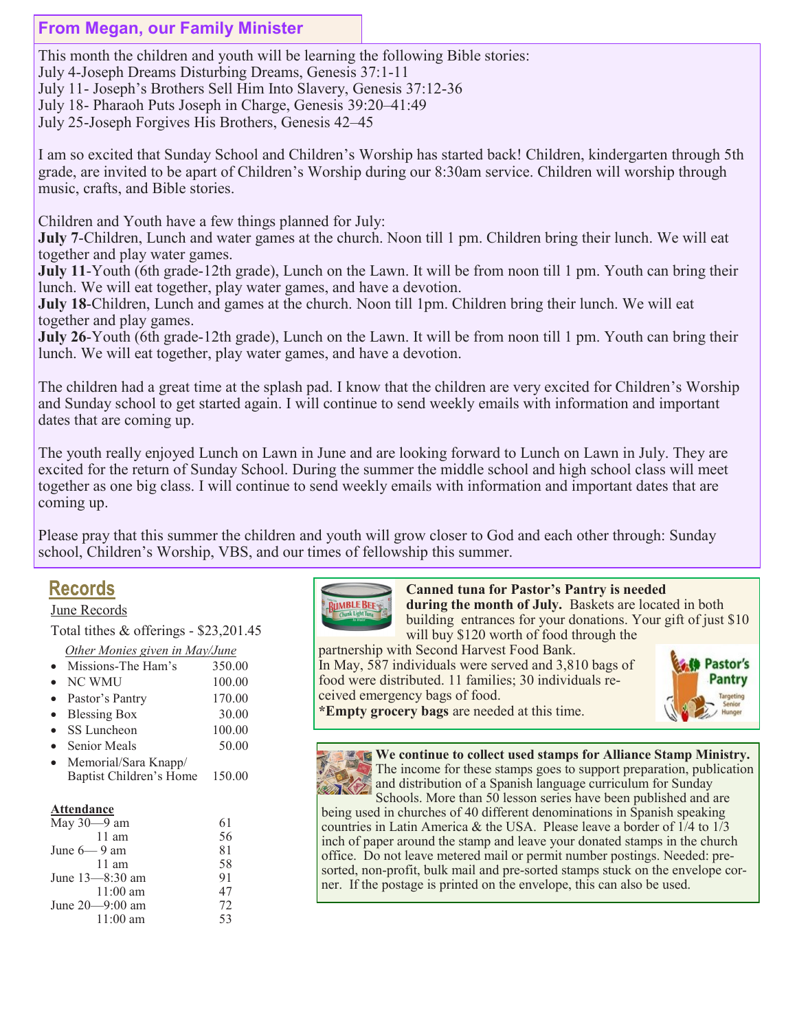## From Megan, our Family Minister

This month the children and youth will be learning the following Bible stories:
July 4-Joseph Dreams Disturbing Dreams, Genesis 37:1-11
July 11- Joseph's Brothers Sell Him Into Slavery, Genesis 37:12-36
July 18- Pharaoh Puts Joseph in Charge, Genesis 39:20–41:49
July 25-Joseph Forgives His Brothers, Genesis 42–45

I am so excited that Sunday School and Children's Worship has started back! Children, kindergarten through 5th grade, are invited to be apart of Children's Worship during our 8:30am service. Children will worship through music, crafts, and Bible stories.

Children and Youth have a few things planned for July:
**July 7**-Children, Lunch and water games at the church. Noon till 1 pm. Children bring their lunch. We will eat together and play water games.
**July 11**-Youth (6th grade-12th grade), Lunch on the Lawn. It will be from noon till 1 pm. Youth can bring their lunch. We will eat together, play water games, and have a devotion.
**July 18**-Children, Lunch and games at the church. Noon till 1pm. Children bring their lunch. We will eat together and play games.
**July 26**-Youth (6th grade-12th grade), Lunch on the Lawn. It will be from noon till 1 pm. Youth can bring their lunch. We will eat together, play water games, and have a devotion.

The children had a great time at the splash pad. I know that the children are very excited for Children's Worship and Sunday school to get started again. I will continue to send weekly emails with information and important dates that are coming up.

The youth really enjoyed Lunch on Lawn in June and are looking forward to Lunch on Lawn in July. They are excited for the return of Sunday School. During the summer the middle school and high school class will meet together as one big class. I will continue to send weekly emails with information and important dates that are coming up.

Please pray that this summer the children and youth will grow closer to God and each other through: Sunday school, Children's Worship, VBS, and our times of fellowship this summer.

## Records

June Records

Total tithes & offerings - $23,201.45

*Other Monies given in May/June*

- Missions-The Ham's 350.00
- NC WMU 100.00
- Pastor's Pantry 170.00
- Blessing Box 30.00
- SS Luncheon 100.00
- Senior Meals 50.00
- Memorial/Sara Knapp/ Baptist Children's Home 150.00

**Attendance**

| | |
|---|---|
| May 30—9 am | 61 |
| 11 am | 56 |
| June 6— 9 am | 81 |
| 11 am | 58 |
| June 13—8:30 am | 91 |
| 11:00 am | 47 |
| June 20—9:00 am | 72 |
| 11:00 am | 53 |

**Canned tuna for Pastor's Pantry is needed during the month of July.** Baskets are located in both building entrances for your donations. Your gift of just $10 will buy $120 worth of food through the partnership with Second Harvest Food Bank.
In May, 587 individuals were served and 3,810 bags of food were distributed. 11 families; 30 individuals received emergency bags of food.
***Empty grocery bags** are needed at this time.

Pastor's Pantry — Targeting Senior Hunger

**We continue to collect used stamps for Alliance Stamp Ministry.** The income for these stamps goes to support preparation, publication and distribution of a Spanish language curriculum for Sunday Schools. More than 50 lesson series have been published and are being used in churches of 40 different denominations in Spanish speaking countries in Latin America & the USA. Please leave a border of 1/4 to 1/3 inch of paper around the stamp and leave your donated stamps in the church office. Do not leave metered mail or permit number postings. Needed: pre-sorted, non-profit, bulk mail and pre-sorted stamps stuck on the envelope corner. If the postage is printed on the envelope, this can also be used.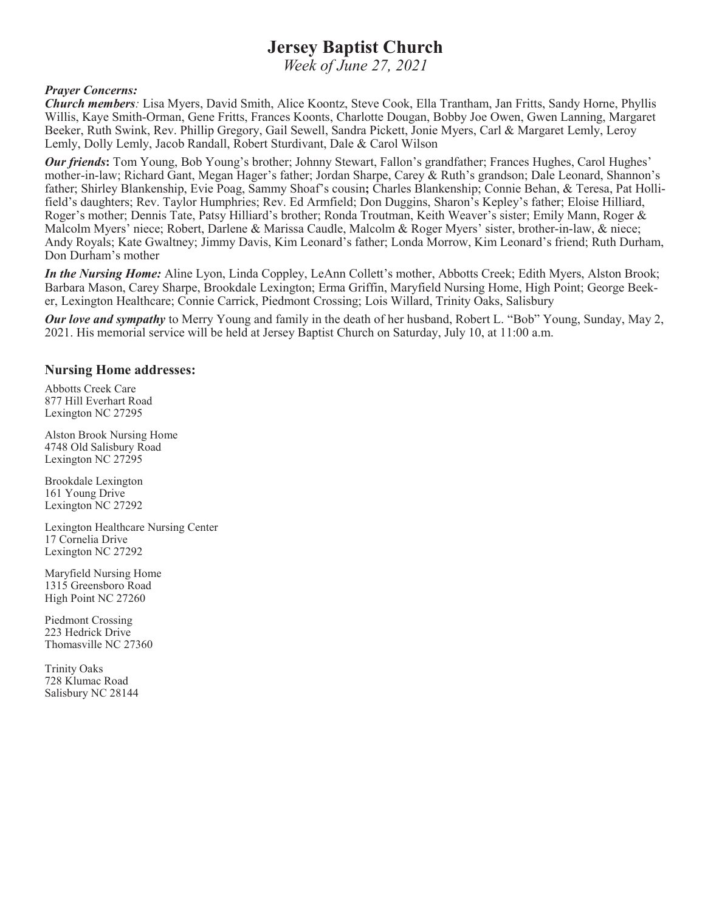# Jersey Baptist Church

*Week of June 27, 2021*

***Prayer Concerns:***

***Church members**:* Lisa Myers, David Smith, Alice Koontz, Steve Cook, Ella Trantham, Jan Fritts, Sandy Horne, Phyllis Willis, Kaye Smith-Orman, Gene Fritts, Frances Koonts, Charlotte Dougan, Bobby Joe Owen, Gwen Lanning, Margaret Beeker, Ruth Swink, Rev. Phillip Gregory, Gail Sewell, Sandra Pickett, Jonie Myers, Carl & Margaret Lemly, Leroy Lemly, Dolly Lemly, Jacob Randall, Robert Sturdivant, Dale & Carol Wilson

***Our friends*:** Tom Young, Bob Young's brother; Johnny Stewart, Fallon's grandfather; Frances Hughes, Carol Hughes' mother-in-law; Richard Gant, Megan Hager's father; Jordan Sharpe, Carey & Ruth's grandson; Dale Leonard, Shannon's father; Shirley Blankenship, Evie Poag, Sammy Shoaf's cousin**;** Charles Blankenship; Connie Behan, & Teresa, Pat Hollifield's daughters; Rev. Taylor Humphries; Rev. Ed Armfield; Don Duggins, Sharon's Kepley's father; Eloise Hilliard, Roger's mother; Dennis Tate, Patsy Hilliard's brother; Ronda Troutman, Keith Weaver's sister; Emily Mann, Roger & Malcolm Myers' niece; Robert, Darlene & Marissa Caudle, Malcolm & Roger Myers' sister, brother-in-law, & niece; Andy Royals; Kate Gwaltney; Jimmy Davis, Kim Leonard's father; Londa Morrow, Kim Leonard's friend; Ruth Durham, Don Durham's mother

***In the Nursing Home:*** Aline Lyon, Linda Coppley, LeAnn Collett's mother, Abbotts Creek; Edith Myers, Alston Brook; Barbara Mason, Carey Sharpe, Brookdale Lexington; Erma Griffin, Maryfield Nursing Home, High Point; George Beeker, Lexington Healthcare; Connie Carrick, Piedmont Crossing; Lois Willard, Trinity Oaks, Salisbury

***Our love and sympathy*** to Merry Young and family in the death of her husband, Robert L. "Bob" Young, Sunday, May 2, 2021. His memorial service will be held at Jersey Baptist Church on Saturday, July 10, at 11:00 a.m.

## Nursing Home addresses:

Abbotts Creek Care
877 Hill Everhart Road
Lexington NC 27295

Alston Brook Nursing Home
4748 Old Salisbury Road
Lexington NC 27295

Brookdale Lexington
161 Young Drive
Lexington NC 27292

Lexington Healthcare Nursing Center
17 Cornelia Drive
Lexington NC 27292

Maryfield Nursing Home
1315 Greensboro Road
High Point NC 27260

Piedmont Crossing
223 Hedrick Drive
Thomasville NC 27360

Trinity Oaks
728 Klumac Road
Salisbury NC 28144